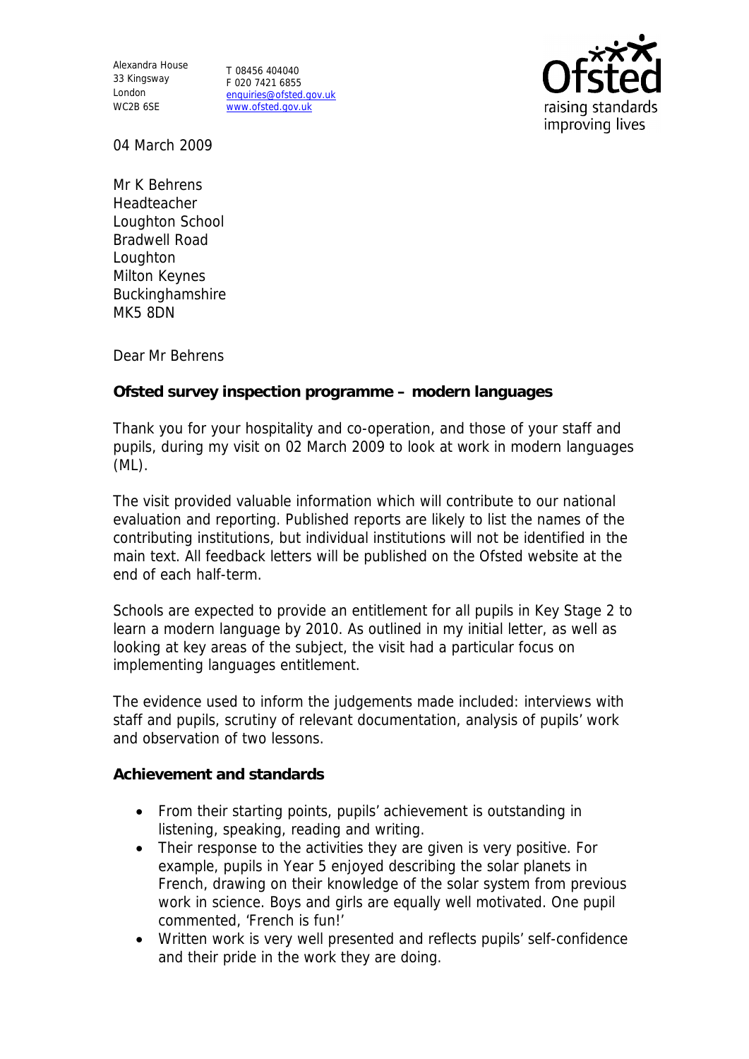Alexandra House
33 Kingsway
London
WC2B 6SE

T 08456 404040
F 020 7421 6855
enquiries@ofsted.gov.uk
www.ofsted.gov.uk

Ofsted
raising standards
improving lives

04 March 2009

Mr K Behrens
Headteacher
Loughton School
Bradwell Road
Loughton
Milton Keynes
Buckinghamshire
MK5 8DN

Dear Mr Behrens

**Ofsted survey inspection programme – modern languages**

Thank you for your hospitality and co-operation, and those of your staff and pupils, during my visit on 02 March 2009 to look at work in modern languages (ML).

The visit provided valuable information which will contribute to our national evaluation and reporting. Published reports are likely to list the names of the contributing institutions, but individual institutions will not be identified in the main text. All feedback letters will be published on the Ofsted website at the end of each half-term.

Schools are expected to provide an entitlement for all pupils in Key Stage 2 to learn a modern language by 2010. As outlined in my initial letter, as well as looking at key areas of the subject, the visit had a particular focus on implementing languages entitlement.

The evidence used to inform the judgements made included: interviews with staff and pupils, scrutiny of relevant documentation, analysis of pupils' work and observation of two lessons.

**Achievement and standards**

- From their starting points, pupils' achievement is outstanding in listening, speaking, reading and writing.
- Their response to the activities they are given is very positive. For example, pupils in Year 5 enjoyed describing the solar planets in French, drawing on their knowledge of the solar system from previous work in science. Boys and girls are equally well motivated. One pupil commented, 'French is fun!'
- Written work is very well presented and reflects pupils' self-confidence and their pride in the work they are doing.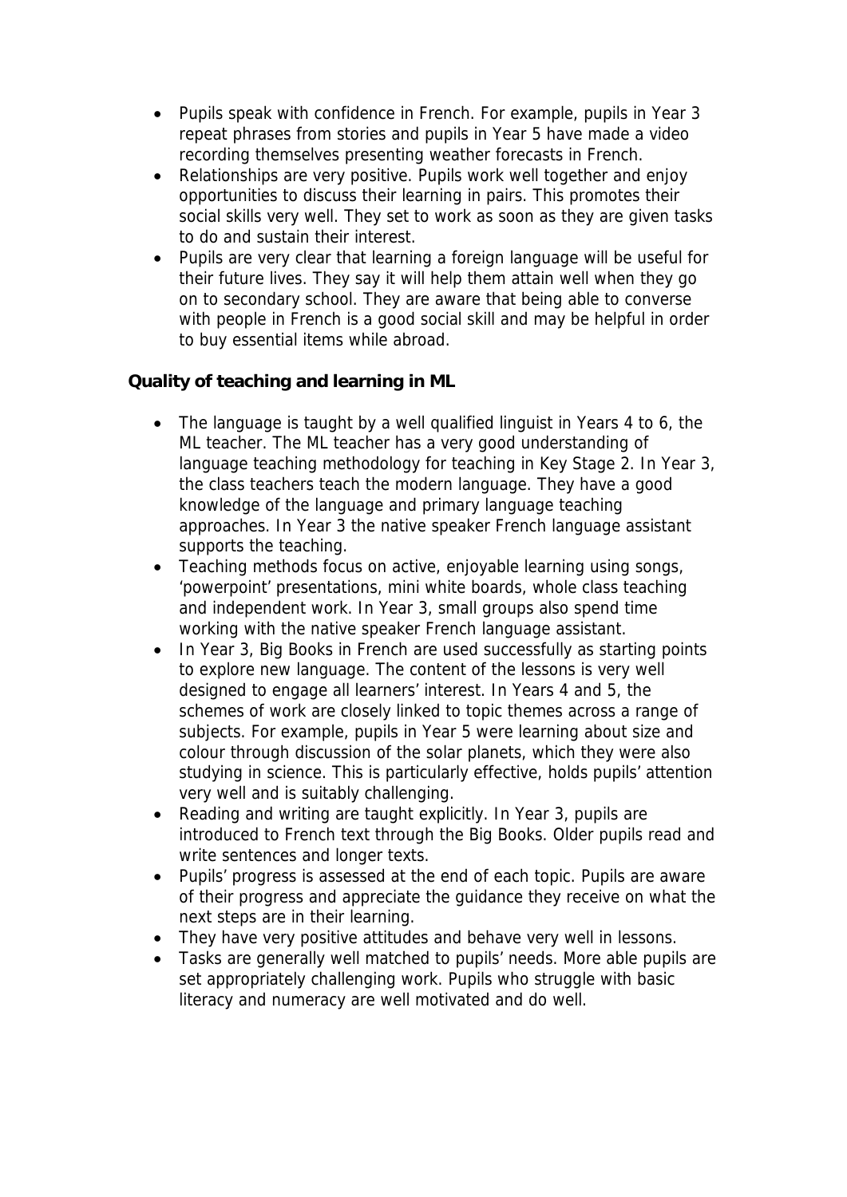- Pupils speak with confidence in French. For example, pupils in Year 3 repeat phrases from stories and pupils in Year 5 have made a video recording themselves presenting weather forecasts in French.
- Relationships are very positive. Pupils work well together and enjoy opportunities to discuss their learning in pairs. This promotes their social skills very well. They set to work as soon as they are given tasks to do and sustain their interest.
- Pupils are very clear that learning a foreign language will be useful for their future lives. They say it will help them attain well when they go on to secondary school. They are aware that being able to converse with people in French is a good social skill and may be helpful in order to buy essential items while abroad.

**Quality of teaching and learning in ML**

- The language is taught by a well qualified linguist in Years 4 to 6, the ML teacher. The ML teacher has a very good understanding of language teaching methodology for teaching in Key Stage 2. In Year 3, the class teachers teach the modern language. They have a good knowledge of the language and primary language teaching approaches. In Year 3 the native speaker French language assistant supports the teaching.
- Teaching methods focus on active, enjoyable learning using songs, 'powerpoint' presentations, mini white boards, whole class teaching and independent work. In Year 3, small groups also spend time working with the native speaker French language assistant.
- In Year 3, Big Books in French are used successfully as starting points to explore new language. The content of the lessons is very well designed to engage all learners' interest. In Years 4 and 5, the schemes of work are closely linked to topic themes across a range of subjects. For example, pupils in Year 5 were learning about size and colour through discussion of the solar planets, which they were also studying in science. This is particularly effective, holds pupils' attention very well and is suitably challenging.
- Reading and writing are taught explicitly. In Year 3, pupils are introduced to French text through the Big Books. Older pupils read and write sentences and longer texts.
- Pupils' progress is assessed at the end of each topic. Pupils are aware of their progress and appreciate the guidance they receive on what the next steps are in their learning.
- They have very positive attitudes and behave very well in lessons.
- Tasks are generally well matched to pupils' needs. More able pupils are set appropriately challenging work. Pupils who struggle with basic literacy and numeracy are well motivated and do well.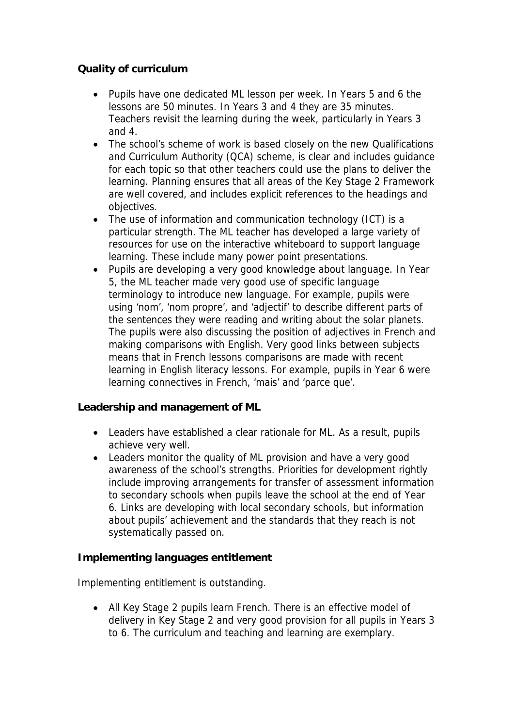**Quality of curriculum**

- Pupils have one dedicated ML lesson per week. In Years 5 and 6 the lessons are 50 minutes. In Years 3 and 4 they are 35 minutes. Teachers revisit the learning during the week, particularly in Years 3 and 4.
- The school's scheme of work is based closely on the new Qualifications and Curriculum Authority (QCA) scheme, is clear and includes guidance for each topic so that other teachers could use the plans to deliver the learning. Planning ensures that all areas of the Key Stage 2 Framework are well covered, and includes explicit references to the headings and objectives.
- The use of information and communication technology (ICT) is a particular strength. The ML teacher has developed a large variety of resources for use on the interactive whiteboard to support language learning. These include many power point presentations.
- Pupils are developing a very good knowledge about language. In Year 5, the ML teacher made very good use of specific language terminology to introduce new language. For example, pupils were using 'nom', 'nom propre', and 'adjectif' to describe different parts of the sentences they were reading and writing about the solar planets. The pupils were also discussing the position of adjectives in French and making comparisons with English. Very good links between subjects means that in French lessons comparisons are made with recent learning in English literacy lessons. For example, pupils in Year 6 were learning connectives in French, 'mais' and 'parce que'.

**Leadership and management of ML**

- Leaders have established a clear rationale for ML. As a result, pupils achieve very well.
- Leaders monitor the quality of ML provision and have a very good awareness of the school's strengths. Priorities for development rightly include improving arrangements for transfer of assessment information to secondary schools when pupils leave the school at the end of Year 6. Links are developing with local secondary schools, but information about pupils' achievement and the standards that they reach is not systematically passed on.

**Implementing languages entitlement**

Implementing entitlement is outstanding.

- All Key Stage 2 pupils learn French. There is an effective model of delivery in Key Stage 2 and very good provision for all pupils in Years 3 to 6. The curriculum and teaching and learning are exemplary.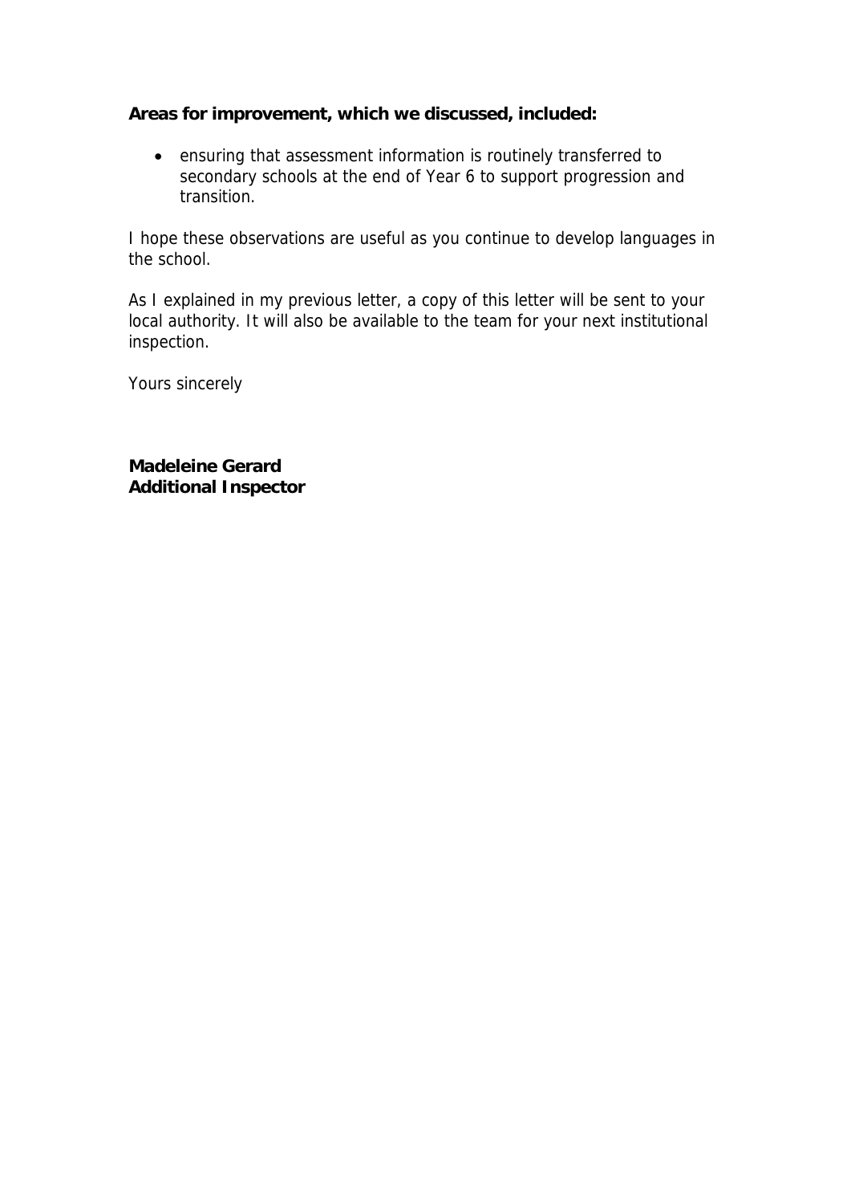**Areas for improvement, which we discussed, included:**

- ensuring that assessment information is routinely transferred to secondary schools at the end of Year 6 to support progression and transition.

I hope these observations are useful as you continue to develop languages in the school.

As I explained in my previous letter, a copy of this letter will be sent to your local authority. It will also be available to the team for your next institutional inspection.

Yours sincerely

**Madeleine Gerard**
**Additional Inspector**